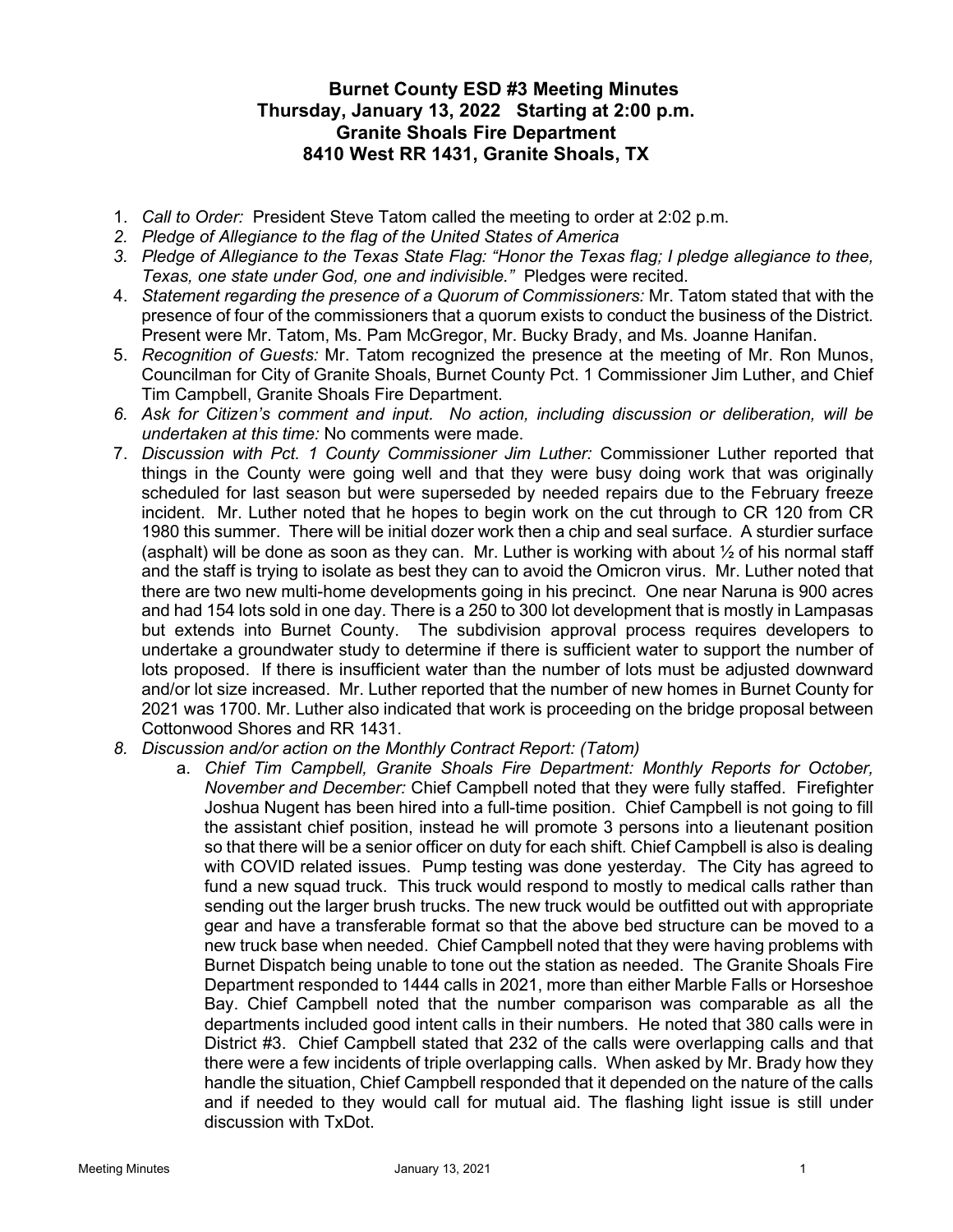# Burnet County ESD #3 Meeting Minutes
## Thursday, January 13, 2022 Starting at 2:00 p.m.
## Granite Shoals Fire Department
## 8410 West RR 1431, Granite Shoals, TX

1. *Call to Order:* President Steve Tatom called the meeting to order at 2:02 p.m.
2. *Pledge of Allegiance to the flag of the United States of America*
3. *Pledge of Allegiance to the Texas State Flag: "Honor the Texas flag; I pledge allegiance to thee, Texas, one state under God, one and indivisible."* Pledges were recited.
4. *Statement regarding the presence of a Quorum of Commissioners:* Mr. Tatom stated that with the presence of four of the commissioners that a quorum exists to conduct the business of the District. Present were Mr. Tatom, Ms. Pam McGregor, Mr. Bucky Brady, and Ms. Joanne Hanifan.
5. *Recognition of Guests:* Mr. Tatom recognized the presence at the meeting of Mr. Ron Munos, Councilman for City of Granite Shoals, Burnet County Pct. 1 Commissioner Jim Luther, and Chief Tim Campbell, Granite Shoals Fire Department.
6. *Ask for Citizen's comment and input. No action, including discussion or deliberation, will be undertaken at this time:* No comments were made.
7. *Discussion with Pct. 1 County Commissioner Jim Luther:* Commissioner Luther reported that things in the County were going well and that they were busy doing work that was originally scheduled for last season but were superseded by needed repairs due to the February freeze incident. Mr. Luther noted that he hopes to begin work on the cut through to CR 120 from CR 1980 this summer. There will be initial dozer work then a chip and seal surface. A sturdier surface (asphalt) will be done as soon as they can. Mr. Luther is working with about ½ of his normal staff and the staff is trying to isolate as best they can to avoid the Omicron virus. Mr. Luther noted that there are two new multi-home developments going in his precinct. One near Naruna is 900 acres and had 154 lots sold in one day. There is a 250 to 300 lot development that is mostly in Lampasas but extends into Burnet County. The subdivision approval process requires developers to undertake a groundwater study to determine if there is sufficient water to support the number of lots proposed. If there is insufficient water than the number of lots must be adjusted downward and/or lot size increased. Mr. Luther reported that the number of new homes in Burnet County for 2021 was 1700. Mr. Luther also indicated that work is proceeding on the bridge proposal between Cottonwood Shores and RR 1431.
8. *Discussion and/or action on the Monthly Contract Report: (Tatom)*
   a. *Chief Tim Campbell, Granite Shoals Fire Department: Monthly Reports for October, November and December:* Chief Campbell noted that they were fully staffed. Firefighter Joshua Nugent has been hired into a full-time position. Chief Campbell is not going to fill the assistant chief position, instead he will promote 3 persons into a lieutenant position so that there will be a senior officer on duty for each shift. Chief Campbell is also is dealing with COVID related issues. Pump testing was done yesterday. The City has agreed to fund a new squad truck. This truck would respond to mostly to medical calls rather than sending out the larger brush trucks. The new truck would be outfitted out with appropriate gear and have a transferable format so that the above bed structure can be moved to a new truck base when needed. Chief Campbell noted that they were having problems with Burnet Dispatch being unable to tone out the station as needed. The Granite Shoals Fire Department responded to 1444 calls in 2021, more than either Marble Falls or Horseshoe Bay. Chief Campbell noted that the number comparison was comparable as all the departments included good intent calls in their numbers. He noted that 380 calls were in District #3. Chief Campbell stated that 232 of the calls were overlapping calls and that there were a few incidents of triple overlapping calls. When asked by Mr. Brady how they handle the situation, Chief Campbell responded that it depended on the nature of the calls and if needed to they would call for mutual aid. The flashing light issue is still under discussion with TxDot.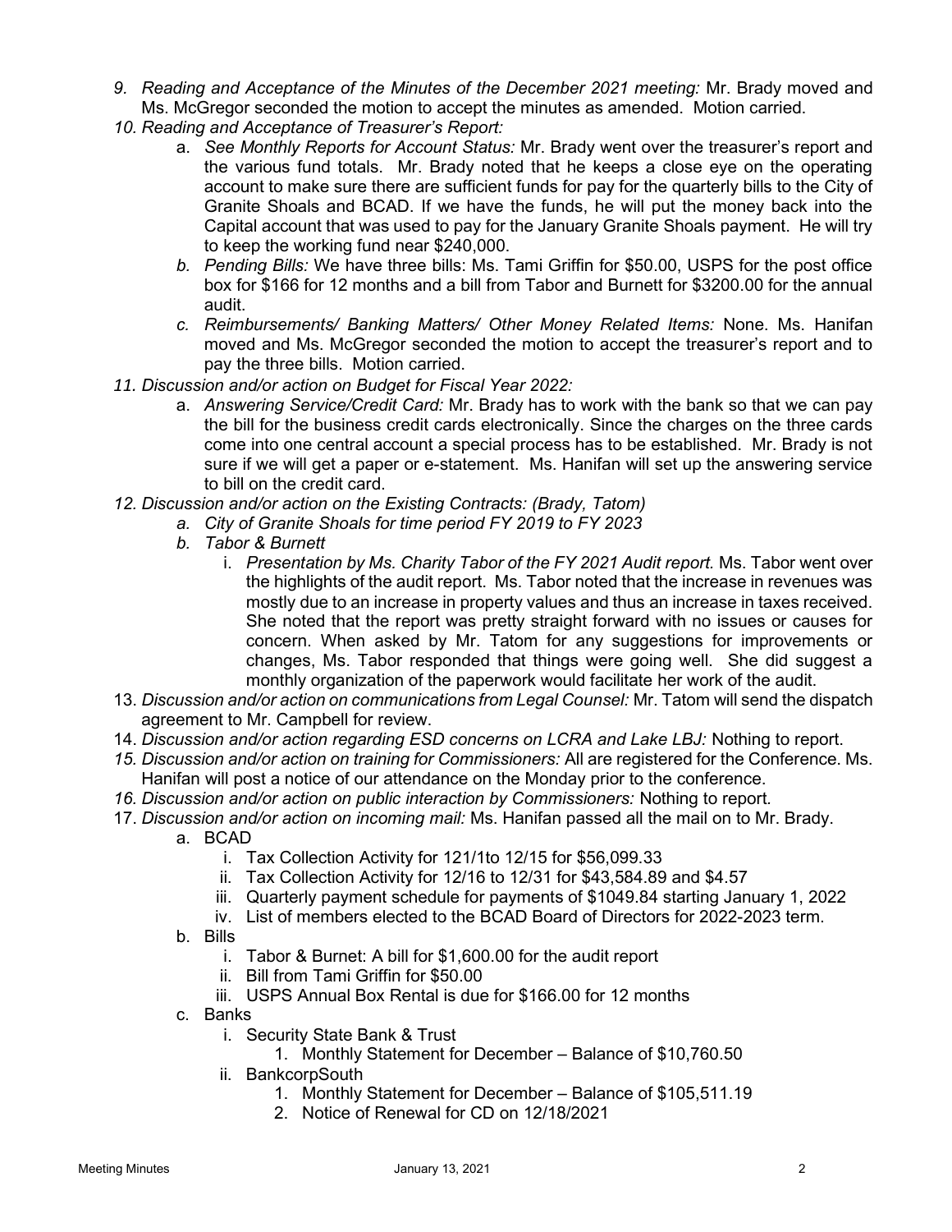9. *Reading and Acceptance of the Minutes of the December 2021 meeting:* Mr. Brady moved and Ms. McGregor seconded the motion to accept the minutes as amended. Motion carried.
10. *Reading and Acceptance of Treasurer's Report:*
    a. *See Monthly Reports for Account Status:* Mr. Brady went over the treasurer's report and the various fund totals. Mr. Brady noted that he keeps a close eye on the operating account to make sure there are sufficient funds for pay for the quarterly bills to the City of Granite Shoals and BCAD. If we have the funds, he will put the money back into the Capital account that was used to pay for the January Granite Shoals payment. He will try to keep the working fund near $240,000.
    b. *Pending Bills:* We have three bills: Ms. Tami Griffin for $50.00, USPS for the post office box for $166 for 12 months and a bill from Tabor and Burnett for $3200.00 for the annual audit.
    c. *Reimbursements/ Banking Matters/ Other Money Related Items:* None. Ms. Hanifan moved and Ms. McGregor seconded the motion to accept the treasurer's report and to pay the three bills. Motion carried.
11. *Discussion and/or action on Budget for Fiscal Year 2022:*
    a. *Answering Service/Credit Card:* Mr. Brady has to work with the bank so that we can pay the bill for the business credit cards electronically. Since the charges on the three cards come into one central account a special process has to be established. Mr. Brady is not sure if we will get a paper or e-statement. Ms. Hanifan will set up the answering service to bill on the credit card.
12. *Discussion and/or action on the Existing Contracts: (Brady, Tatom)*
    a. *City of Granite Shoals for time period FY 2019 to FY 2023*
    b. *Tabor & Burnett*
       i. *Presentation by Ms. Charity Tabor of the FY 2021 Audit report.* Ms. Tabor went over the highlights of the audit report. Ms. Tabor noted that the increase in revenues was mostly due to an increase in property values and thus an increase in taxes received. She noted that the report was pretty straight forward with no issues or causes for concern. When asked by Mr. Tatom for any suggestions for improvements or changes, Ms. Tabor responded that things were going well. She did suggest a monthly organization of the paperwork would facilitate her work of the audit.
13. *Discussion and/or action on communications from Legal Counsel:* Mr. Tatom will send the dispatch agreement to Mr. Campbell for review.
14. *Discussion and/or action regarding ESD concerns on LCRA and Lake LBJ:* Nothing to report.
15. *Discussion and/or action on training for Commissioners:* All are registered for the Conference. Ms. Hanifan will post a notice of our attendance on the Monday prior to the conference.
16. *Discussion and/or action on public interaction by Commissioners:* Nothing to report.
17. *Discussion and/or action on incoming mail:* Ms. Hanifan passed all the mail on to Mr. Brady.
    a. BCAD
       i. Tax Collection Activity for 121/1to 12/15 for $56,099.33
       ii. Tax Collection Activity for 12/16 to 12/31 for $43,584.89 and $4.57
       iii. Quarterly payment schedule for payments of $1049.84 starting January 1, 2022
       iv. List of members elected to the BCAD Board of Directors for 2022-2023 term.
    b. Bills
       i. Tabor & Burnet: A bill for $1,600.00 for the audit report
       ii. Bill from Tami Griffin for $50.00
       iii. USPS Annual Box Rental is due for $166.00 for 12 months
    c. Banks
       i. Security State Bank & Trust
          1. Monthly Statement for December – Balance of $10,760.50
       ii. BankcorpSouth
          1. Monthly Statement for December – Balance of $105,511.19
          2. Notice of Renewal for CD on 12/18/2021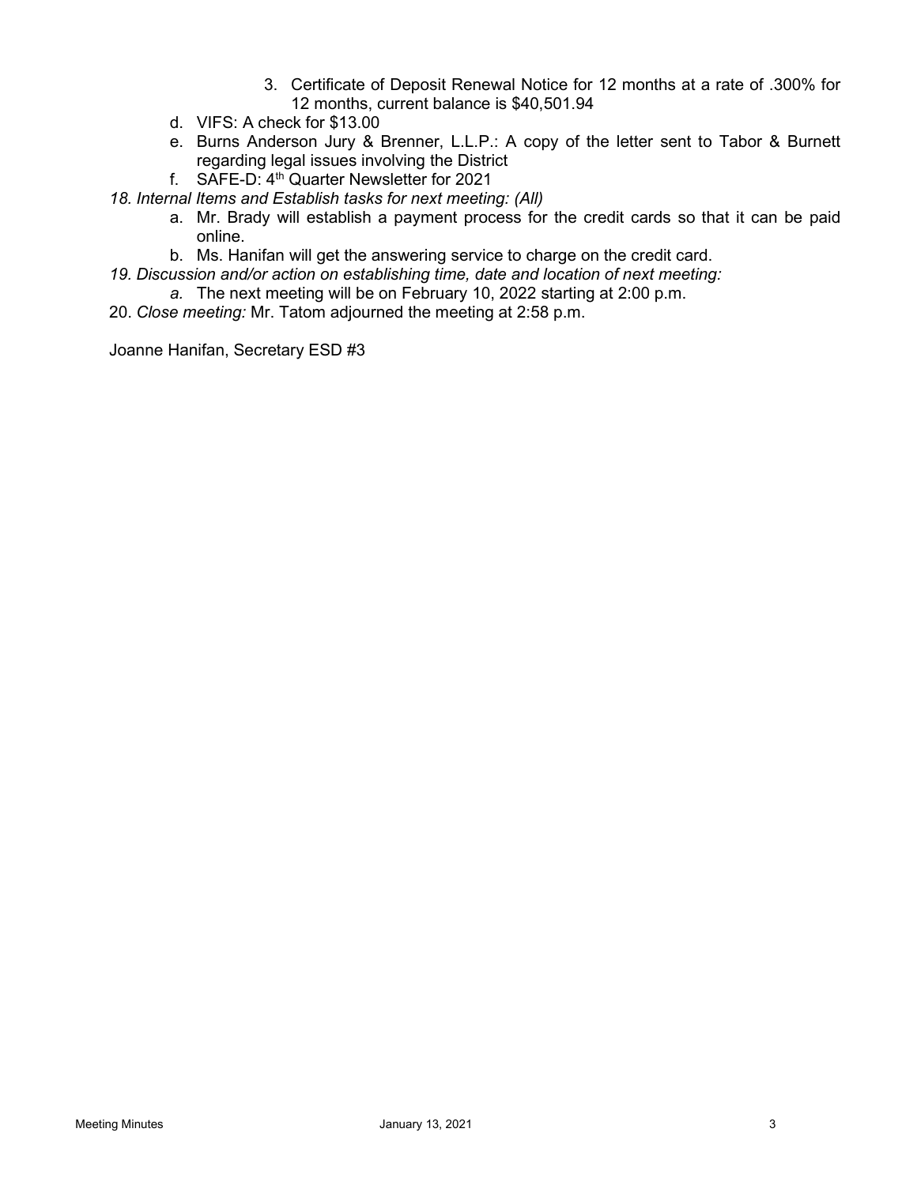3. Certificate of Deposit Renewal Notice for 12 months at a rate of .300% for 12 months, current balance is $40,501.94

d. VIFS: A check for $13.00

e. Burns Anderson Jury & Brenner, L.L.P.: A copy of the letter sent to Tabor & Burnett regarding legal issues involving the District

f. SAFE-D: 4th Quarter Newsletter for 2021

*18. Internal Items and Establish tasks for next meeting: (All)*

a. Mr. Brady will establish a payment process for the credit cards so that it can be paid online.

b. Ms. Hanifan will get the answering service to charge on the credit card.

*19. Discussion and/or action on establishing time, date and location of next meeting:*

*a.* The next meeting will be on February 10, 2022 starting at 2:00 p.m.

20. *Close meeting:* Mr. Tatom adjourned the meeting at 2:58 p.m.

Joanne Hanifan, Secretary ESD #3